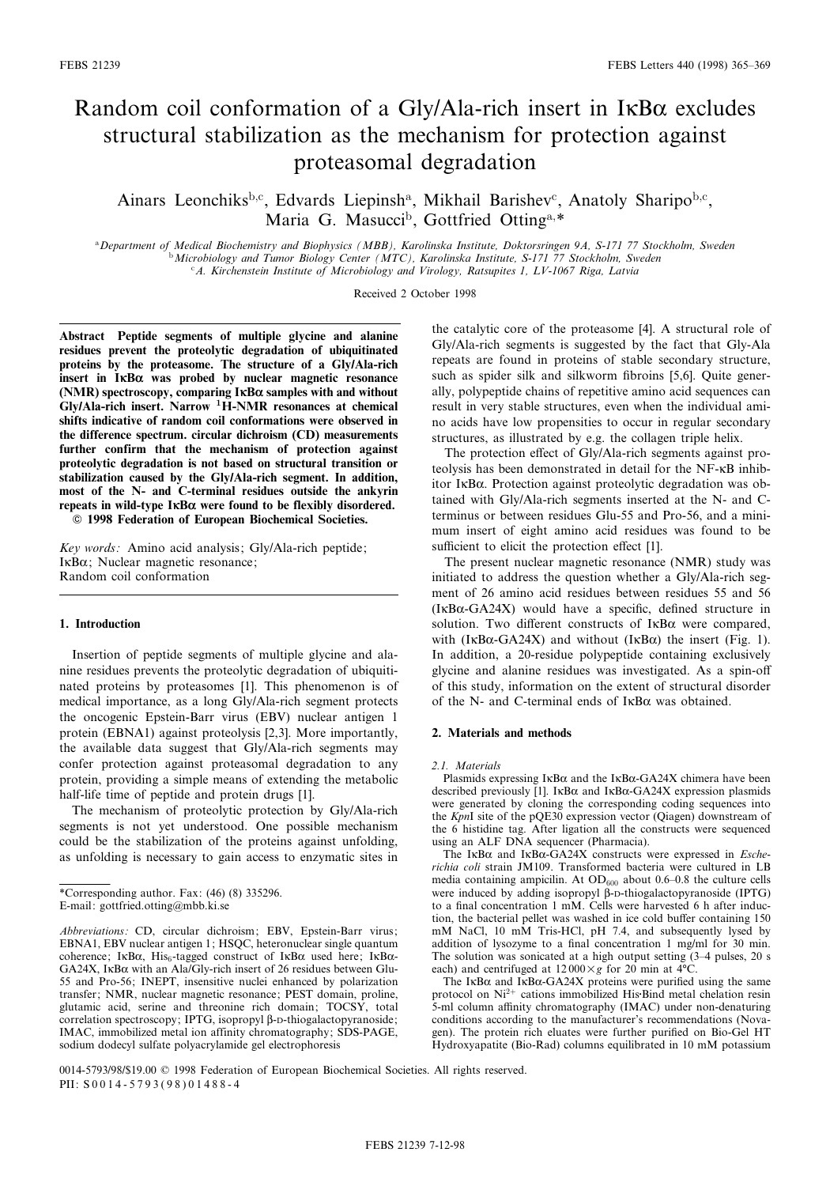# Random coil conformation of a Gly/Ala-rich insert in IκBα excludes structural stabilization as the mechanism for protection against proteasomal degradation

Ainars Leonchiks[b,c], Edvards Liepinsh[a], Mikhail Barishev[c], Anatoly Sharipo[b,c], Maria G. Masucci[b], Gottfried Otting[a,*]

[a]Department of Medical Biochemistry and Biophysics (MBB), Karolinska Institute, Doktorsringen 9A, S-171 77 Stockholm, Sweden
[b]Microbiology and Tumor Biology Center (MTC), Karolinska Institute, S-171 77 Stockholm, Sweden
[c]A. Kirchenstein Institute of Microbiology and Virology, Ratsupites 1, LV-1067 Riga, Latvia

Received 2 October 1998

**Abstract** Peptide segments of multiple glycine and alanine residues prevent the proteolytic degradation of ubiquitinated proteins by the proteasome. The structure of a Gly/Ala-rich insert in IκBα was probed by nuclear magnetic resonance (NMR) spectroscopy, comparing IκBα samples with and without Gly/Ala-rich insert. Narrow $^1$H-NMR resonances at chemical shifts indicative of random coil conformations were observed in the difference spectrum. circular dichroism (CD) measurements further confirm that the mechanism of protection against proteolytic degradation is not based on structural transition or stabilization caused by the Gly/Ala-rich segment. In addition, most of the N- and C-terminal residues outside the ankyrin repeats in wild-type IκBα were found to be flexibly disordered.
© 1998 Federation of European Biochemical Societies.

*Key words:* Amino acid analysis; Gly/Ala-rich peptide; IκBα; Nuclear magnetic resonance; Random coil conformation

## 1. Introduction

Insertion of peptide segments of multiple glycine and alanine residues prevents the proteolytic degradation of ubiquitinated proteins by proteasomes [1]. This phenomenon is of medical importance, as a long Gly/Ala-rich segment protects the oncogenic Epstein-Barr virus (EBV) nuclear antigen 1 protein (EBNA1) against proteolysis [2,3]. More importantly, the available data suggest that Gly/Ala-rich segments may confer protection against proteasomal degradation to any protein, providing a simple means of extending the metabolic half-life time of peptide and protein drugs [1].

The mechanism of proteolytic protection by Gly/Ala-rich segments is not yet understood. One possible mechanism could be the stabilization of the proteins against unfolding, as unfolding is necessary to gain access to enzymatic sites in the catalytic core of the proteasome [4]. A structural role of Gly/Ala-rich segments is suggested by the fact that Gly-Ala repeats are found in proteins of stable secondary structure, such as spider silk and silkworm fibroins [5,6]. Quite generally, polypeptide chains of repetitive amino acid sequences can result in very stable structures, even when the individual amino acids have low propensities to occur in regular secondary structures, as illustrated by e.g. the collagen triple helix.

The protection effect of Gly/Ala-rich segments against proteolysis has been demonstrated in detail for the NF-κB inhibitor IκBα. Protection against proteolytic degradation was obtained with Gly/Ala-rich segments inserted at the N- and C-terminus or between residues Glu-55 and Pro-56, and a minimum insert of eight amino acid residues was found to be sufficient to elicit the protection effect [1].

The present nuclear magnetic resonance (NMR) study was initiated to address the question whether a Gly/Ala-rich segment of 26 amino acid residues between residues 55 and 56 (IκBα-GA24X) would have a specific, defined structure in solution. Two different constructs of IκBα were compared, with (IκBα-GA24X) and without (IκBα) the insert (Fig. 1). In addition, a 20-residue polypeptide containing exclusively glycine and alanine residues was investigated. As a spin-off of this study, information on the extent of structural disorder of the N- and C-terminal ends of IκBα was obtained.

## 2. Materials and methods

### 2.1. Materials

Plasmids expressing IκBα and the IκBα-GA24X chimera have been described previously [1]. IκBα and IκBα-GA24X expression plasmids were generated by cloning the corresponding coding sequences into the *Kpn*I site of the pQE30 expression vector (Qiagen) downstream of the 6 histidine tag. After ligation all the constructs were sequenced using an ALF DNA sequencer (Pharmacia).

The IκBα and IκBα-GA24X constructs were expressed in *Escherichia coli* strain JM109. Transformed bacteria were cultured in LB media containing ampicilin. At $OD_{600}$ about 0.6–0.8 the culture cells were induced by adding isopropyl β-D-thiogalactopyranoside (IPTG) to a final concentration 1 mM. Cells were harvested 6 h after induction, the bacterial pellet was washed in ice cold buffer containing 150 mM NaCl, 10 mM Tris-HCl, pH 7.4, and subsequently lysed by addition of lysozyme to a final concentration 1 mg/ml for 30 min. The solution was sonicated at a high output setting (3–4 pulses, 20 s each) and centrifuged at 12 000×*g* for 20 min at 4°C.

The IκBα and IκBα-GA24X proteins were purified using the same protocol on $Ni^{2+}$ cations immobilized His·Bind metal chelation resin 5-ml column affinity chromatography (IMAC) under non-denaturing conditions according to the manufacturer's recommendations (Novagen). The protein rich eluates were further purified on Bio-Gel HT Hydroxyapatite (Bio-Rad) columns equilibrated in 10 mM potassium

---

*Corresponding author. Fax: (46) (8) 335296.
E-mail: gottfried.otting@mbb.ki.se

*Abbreviations:* CD, circular dichroism; EBV, Epstein-Barr virus; EBNA1, EBV nuclear antigen 1; HSQC, heteronuclear single quantum coherence; IκBα, $His_6$-tagged construct of IκBα used here; IκBα-GA24X, IκBα with an Ala/Gly-rich insert of 26 residues between Glu-55 and Pro-56; INEPT, insensitive nuclei enhanced by polarization transfer; NMR, nuclear magnetic resonance; PEST domain, proline, glutamic acid, serine and threonine rich domain; TOCSY, total correlation spectroscopy; IPTG, isopropyl β-D-thiogalactopyranoside; IMAC, immobilized metal ion affinity chromatography; SDS-PAGE, sodium dodecyl sulfate polyacrylamide gel electrophoresis

0014-5793/98/$19.00 © 1998 Federation of European Biochemical Societies. All rights reserved.
PII: S0014-5793(98)01488-4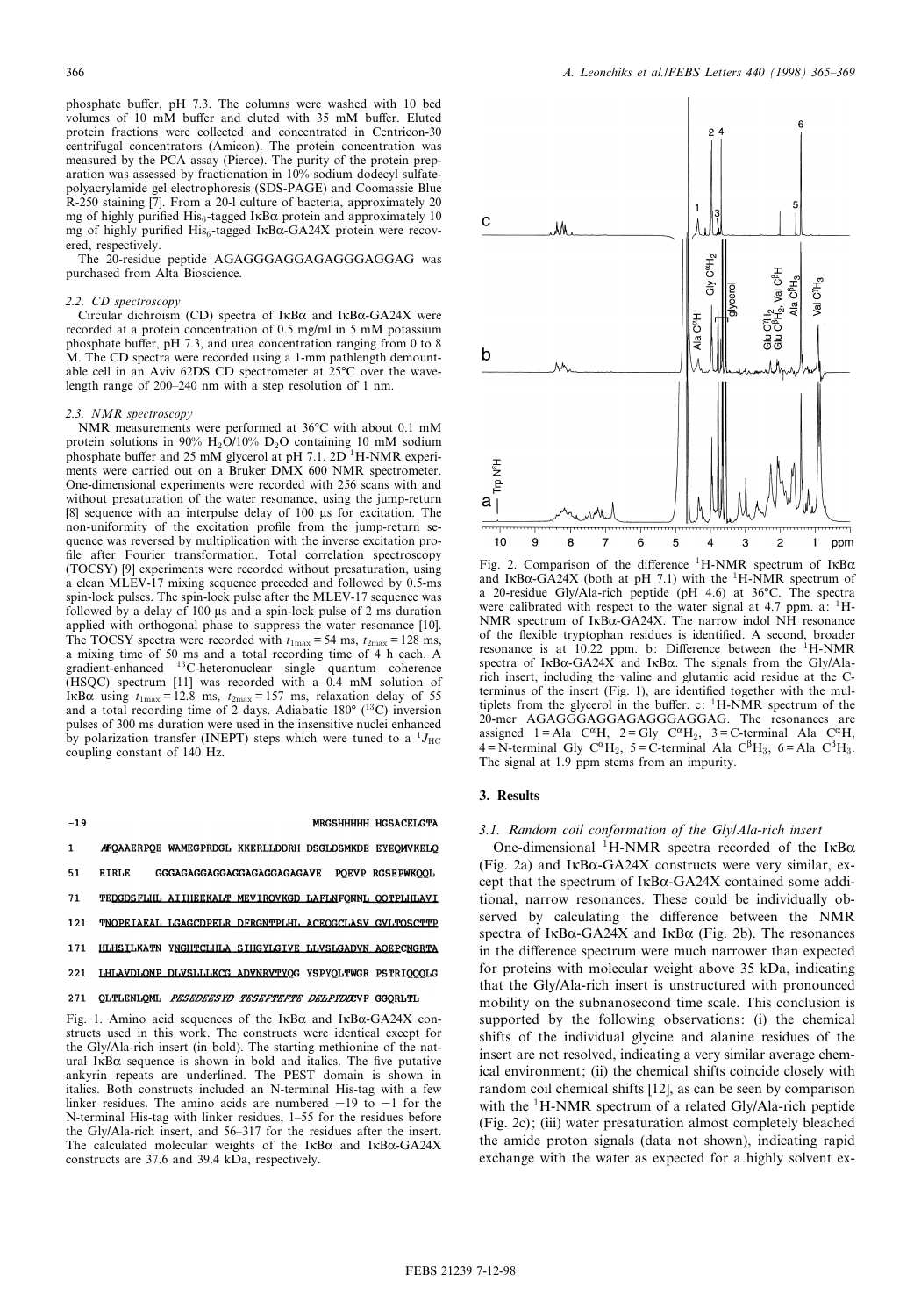phosphate buffer, pH 7.3. The columns were washed with 10 bed volumes of 10 mM buffer and eluted with 35 mM buffer. Eluted protein fractions were collected and concentrated in Centricon-30 centrifugal concentrators (Amicon). The protein concentration was measured by the PCA assay (Pierce). The purity of the protein preparation was assessed by fractionation in 10% sodium dodecyl sulfate-polyacrylamide gel electrophoresis (SDS-PAGE) and Coomassie Blue R-250 staining [7]. From a 20-l culture of bacteria, approximately 20 mg of highly purified $His_6$-tagged IκBα protein and approximately 10 mg of highly purified $His_6$-tagged IκBα-GA24X protein were recovered, respectively.

The 20-residue peptide AGAGGGAGGAGAGGGAGGAG was purchased from Alta Bioscience.

### 2.2. CD spectroscopy

Circular dichroism (CD) spectra of IκBα and IκBα-GA24X were recorded at a protein concentration of 0.5 mg/ml in 5 mM potassium phosphate buffer, pH 7.3, and urea concentration ranging from 0 to 8 M. The CD spectra were recorded using a 1-mm pathlength demountable cell in an Aviv 62DS CD spectrometer at 25°C over the wavelength range of 200–240 nm with a step resolution of 1 nm.

### 2.3. NMR spectroscopy

NMR measurements were performed at 36°C with about 0.1 mM protein solutions in 90% $H_2O$/10% $D_2O$ containing 10 mM sodium phosphate buffer and 25 mM glycerol at pH 7.1. 2D $^1$H-NMR experiments were carried out on a Bruker DMX 600 NMR spectrometer. One-dimensional experiments were recorded with 256 scans with and without presaturation of the water resonance, using the jump-return [8] sequence with an interpulse delay of 100 μs for excitation. The non-uniformity of the excitation profile from the jump-return sequence was reversed by multiplication with the inverse excitation profile after Fourier transformation. Total correlation spectroscopy (TOCSY) [9] experiments were recorded without presaturation, using a clean MLEV-17 mixing sequence preceded and followed by 0.5-ms spin-lock pulses. The spin-lock pulse after the MLEV-17 sequence was followed by a delay of 100 μs and a spin-lock pulse of 2 ms duration applied with orthogonal phase to suppress the water resonance [10]. The TOCSY spectra were recorded with $t_{1max}$ = 54 ms, $t_{2max}$ = 128 ms, a mixing time of 50 ms and a total recording time of 4 h each. A gradient-enhanced $^{13}$C-heteronuclear single quantum coherence (HSQC) spectrum [11] was recorded with a 0.4 mM solution of IκBα using $t_{1max}$ = 12.8 ms, $t_{2max}$ = 157 ms, relaxation delay of 55 and a total recording time of 2 days. Adiabatic 180° ($^{13}$C) inversion pulses of 300 ms duration were used in the insensitive nuclei enhanced by polarization transfer (INEPT) steps which were tuned to a $^1J_{HC}$ coupling constant of 140 Hz.

```
-19                                  MRGSHHHHHH HGSACELGTA
1    MFQAAERPQE WAMEGPRDGL KKERLLDDRH DSGLDSMKDE EYEQMVKELQ
51   EIRLE   GGGAGAGGAGGAGGAGAGGAGGAGAVE   PQEVP RGSEPWKQQL
71   TEDGDSFLHL AIIHEEKALT MEVIRQVKGD LAFLNFQNNL QQTPLHLAVI
121  TNQPEIAEAL LGAGCDPELR DFRGNTPLHL ACEQGCLASV GVLTQSCTTP
171  HLHSILKATN YNGHTCLHLA SIHGYLGIVE LLVSLGADVN AQEPCNGRTA
221  LHLAVDLQNP DLVSLLLKCG ADVNRVTYQG YSPYQLTWGR PSTRIQQQLG
271  QLTLENLQML PESEDEESYD TESEFTEFTE DELPYDDCVF GGQRLTL
```

Fig. 1. Amino acid sequences of the IκBα and IκBα-GA24X constructs used in this work. The constructs were identical except for the Gly/Ala-rich insert (in bold). The starting methionine of the natural IκBα sequence is shown in bold and italics. The five putative ankyrin repeats are underlined. The PEST domain is shown in italics. Both constructs included an N-terminal His-tag with a few linker residues. The amino acids are numbered −19 to −1 for the N-terminal His-tag with linker residues, 1–55 for the residues before the Gly/Ala-rich insert, and 56–317 for the residues after the insert. The calculated molecular weights of the IκBα and IκBα-GA24X constructs are 37.6 and 39.4 kDa, respectively.

Fig. 2. Comparison of the difference $^1$H-NMR spectrum of IκBα and IκBα-GA24X (both at pH 7.1) with the $^1$H-NMR spectrum of a 20-residue Gly/Ala-rich peptide (pH 4.6) at 36°C. The spectra were calibrated with respect to the water signal at 4.7 ppm. a: $^1$H-NMR spectrum of IκBα-GA24X. The narrow indol NH resonance of the flexible tryptophan residues is identified. A second, broader resonance is at 10.22 ppm. b: Difference between the $^1$H-NMR spectra of IκBα-GA24X and IκBα. The signals from the Gly/Ala-rich insert, including the valine and glutamic acid residue at the C-terminus of the insert (Fig. 1), are identified together with the multiplets from the glycerol in the buffer. c: $^1$H-NMR spectrum of the 20-mer AGAGGGAGGAGAGGGAGGAG. The resonances are assigned 1 = Ala $C^\alpha$H, 2 = Gly $C^\alpha H_2$, 3 = C-terminal Ala $C^\alpha$H, 4 = N-terminal Gly $C^\alpha H_2$, 5 = C-terminal Ala $C^\beta H_3$, 6 = Ala $C^\beta H_3$. The signal at 1.9 ppm stems from an impurity.

## 3. Results

### 3.1. Random coil conformation of the Gly/Ala-rich insert

One-dimensional $^1$H-NMR spectra recorded of the IκBα (Fig. 2a) and IκBα-GA24X constructs were very similar, except that the spectrum of IκBα-GA24X contained some additional, narrow resonances. These could be individually observed by calculating the difference between the NMR spectra of IκBα-GA24X and IκBα (Fig. 2b). The resonances in the difference spectrum were much narrower than expected for proteins with molecular weight above 35 kDa, indicating that the Gly/Ala-rich insert is unstructured with pronounced mobility on the subnanosecond time scale. This conclusion is supported by the following observations: (i) the chemical shifts of the individual glycine and alanine residues of the insert are not resolved, indicating a very similar average chemical environment; (ii) the chemical shifts coincide closely with random coil chemical shifts [12], as can be seen by comparison with the $^1$H-NMR spectrum of a related Gly/Ala-rich peptide (Fig. 2c); (iii) water presaturation almost completely bleached the amide proton signals (data not shown), indicating rapid exchange with the water as expected for a highly solvent ex-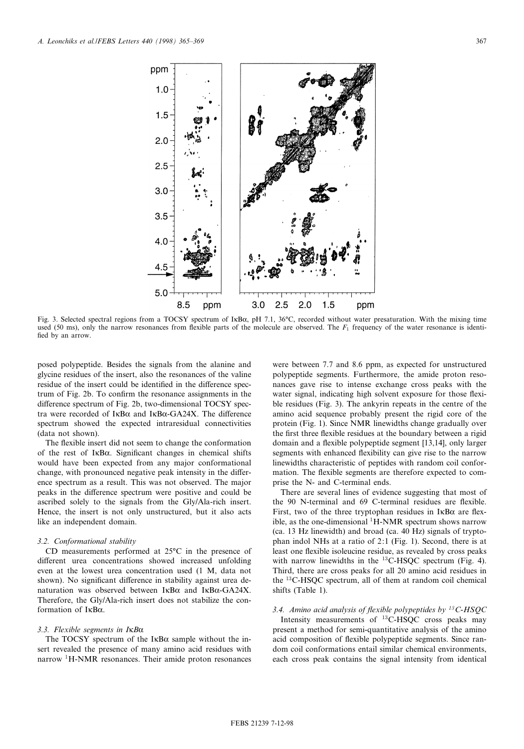Fig. 3. Selected spectral regions from a TOCSY spectrum of IκBα, pH 7.1, 36°C, recorded without water presaturation. With the mixing time used (50 ms), only the narrow resonances from flexible parts of the molecule are observed. The $F_1$ frequency of the water resonance is identified by an arrow.

posed polypeptide. Besides the signals from the alanine and glycine residues of the insert, also the resonances of the valine residue of the insert could be identified in the difference spectrum of Fig. 2b. To confirm the resonance assignments in the difference spectrum of Fig. 2b, two-dimensional TOCSY spectra were recorded of IκBα and IκBα-GA24X. The difference spectrum showed the expected intraresidual connectivities (data not shown).

The flexible insert did not seem to change the conformation of the rest of IκBα. Significant changes in chemical shifts would have been expected from any major conformational change, with pronounced negative peak intensity in the difference spectrum as a result. This was not observed. The major peaks in the difference spectrum were positive and could be ascribed solely to the signals from the Gly/Ala-rich insert. Hence, the insert is not only unstructured, but it also acts like an independent domain.

### 3.2. Conformational stability

CD measurements performed at 25°C in the presence of different urea concentrations showed increased unfolding even at the lowest urea concentration used (1 M, data not shown). No significant difference in stability against urea denaturation was observed between IκBα and IκBα-GA24X. Therefore, the Gly/Ala-rich insert does not stabilize the conformation of IκBα.

### 3.3. Flexible segments in IκBα

The TOCSY spectrum of the IκBα sample without the insert revealed the presence of many amino acid residues with narrow $^{1}$H-NMR resonances. Their amide proton resonances were between 7.7 and 8.6 ppm, as expected for unstructured polypeptide segments. Furthermore, the amide proton resonances gave rise to intense exchange cross peaks with the water signal, indicating high solvent exposure for those flexible residues (Fig. 3). The ankyrin repeats in the centre of the amino acid sequence probably present the rigid core of the protein (Fig. 1). Since NMR linewidths change gradually over the first three flexible residues at the boundary between a rigid domain and a flexible polypeptide segment [13,14], only larger segments with enhanced flexibility can give rise to the narrow linewidths characteristic of peptides with random coil conformation. The flexible segments are therefore expected to comprise the N- and C-terminal ends.

There are several lines of evidence suggesting that most of the 90 N-terminal and 69 C-terminal residues are flexible. First, two of the three tryptophan residues in IκBα are flexible, as the one-dimensional $^{1}$H-NMR spectrum shows narrow (ca. 13 Hz linewidth) and broad (ca. 40 Hz) signals of tryptophan indol NHs at a ratio of 2:1 (Fig. 1). Second, there is at least one flexible isoleucine residue, as revealed by cross peaks with narrow linewidths in the $^{13}$C-HSQC spectrum (Fig. 4). Third, there are cross peaks for all 20 amino acid residues in the $^{13}$C-HSQC spectrum, all of them at random coil chemical shifts (Table 1).

### 3.4. Amino acid analysis of flexible polypeptides by $^{13}$C-HSQC

Intensity measurements of $^{13}$C-HSQC cross peaks may present a method for semi-quantitative analysis of the amino acid composition of flexible polypeptide segments. Since random coil conformations entail similar chemical environments, each cross peak contains the signal intensity from identical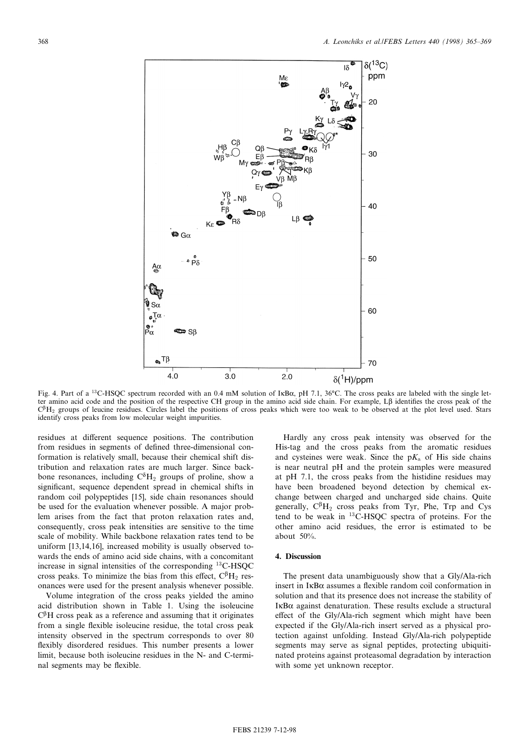Fig. 4. Part of a $^{13}$C-HSQC spectrum recorded with an 0.4 mM solution of IκBα, pH 7.1, 36°C. The cross peaks are labeled with the single letter amino acid code and the position of the respective CH group in the amino acid side chain. For example, Lβ identifies the cross peak of the $C^{\beta}H_2$ groups of leucine residues. Circles label the positions of cross peaks which were too weak to be observed at the plot level used. Stars identify cross peaks from low molecular weight impurities.

residues at different sequence positions. The contribution from residues in segments of defined three-dimensional conformation is relatively small, because their chemical shift distribution and relaxation rates are much larger. Since backbone resonances, including $C^{\delta}H_2$ groups of proline, show a significant, sequence dependent spread in chemical shifts in random coil polypeptides [15], side chain resonances should be used for the evaluation whenever possible. A major problem arises from the fact that proton relaxation rates and, consequently, cross peak intensities are sensitive to the time scale of mobility. While backbone relaxation rates tend to be uniform [13,14,16], increased mobility is usually observed towards the ends of amino acid side chains, with a concomitant increase in signal intensities of the corresponding $^{13}$C-HSQC cross peaks. To minimize the bias from this effect, $C^{\beta}H_2$ resonances were used for the present analysis whenever possible.

Volume integration of the cross peaks yielded the amino acid distribution shown in Table 1. Using the isoleucine $C^{\beta}H$ cross peak as a reference and assuming that it originates from a single flexible isoleucine residue, the total cross peak intensity observed in the spectrum corresponds to over 80 flexibly disordered residues. This number presents a lower limit, because both isoleucine residues in the N- and C-terminal segments may be flexible.

Hardly any cross peak intensity was observed for the His-tag and the cross peaks from the aromatic residues and cysteines were weak. Since the p$K_a$ of His side chains is near neutral pH and the protein samples were measured at pH 7.1, the cross peaks from the histidine residues may have been broadened beyond detection by chemical exchange between charged and uncharged side chains. Quite generally, $C^{\beta}H_2$ cross peaks from Tyr, Phe, Trp and Cys tend to be weak in $^{13}$C-HSQC spectra of proteins. For the other amino acid residues, the error is estimated to be about 50%.

## 4. Discussion

The present data unambiguously show that a Gly/Ala-rich insert in IκBα assumes a flexible random coil conformation in solution and that its presence does not increase the stability of IκBα against denaturation. These results exclude a structural effect of the Gly/Ala-rich segment which might have been expected if the Gly/Ala-rich insert served as a physical protection against unfolding. Instead Gly/Ala-rich polypeptide segments may serve as signal peptides, protecting ubiquitinated proteins against proteasomal degradation by interaction with some yet unknown receptor.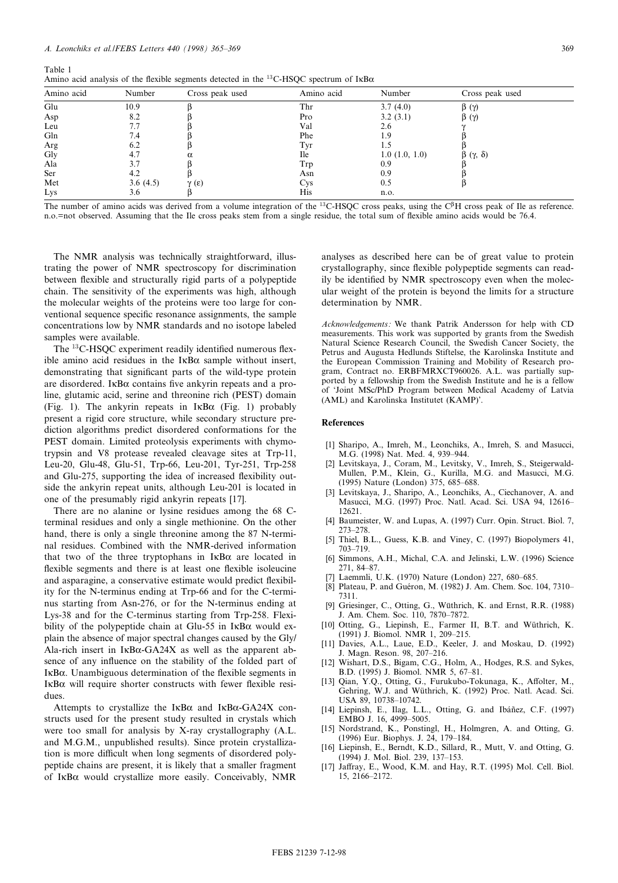Table 1
Amino acid analysis of the flexible segments detected in the $^{13}$C-HSQC spectrum of IκBα

| Amino acid | Number | Cross peak used | Amino acid | Number | Cross peak used |
|---|---|---|---|---|---|
| Glu | 10.9 | β | Thr | 3.7 (4.0) | β (γ) |
| Asp | 8.2 | β | Pro | 3.2 (3.1) | β (γ) |
| Leu | 7.7 | β | Val | 2.6 | γ |
| Gln | 7.4 | β | Phe | 1.9 | β |
| Arg | 6.2 | β | Tyr | 1.5 | β |
| Gly | 4.7 | α | Ile | 1.0 (1.0, 1.0) | β (γ, δ) |
| Ala | 3.7 | β | Trp | 0.9 | β |
| Ser | 4.2 | β | Asn | 0.9 | β |
| Met | 3.6 (4.5) | γ (ε) | Cys | 0.5 | β |
| Lys | 3.6 | β | His | n.o. | |

The number of amino acids was derived from a volume integration of the $^{13}$C-HSQC cross peaks, using the $C^{\beta}H$ cross peak of Ile as reference. n.o.=not observed. Assuming that the Ile cross peaks stem from a single residue, the total sum of flexible amino acids would be 76.4.

The NMR analysis was technically straightforward, illustrating the power of NMR spectroscopy for discrimination between flexible and structurally rigid parts of a polypeptide chain. The sensitivity of the experiments was high, although the molecular weights of the proteins were too large for conventional sequence specific resonance assignments, the sample concentrations low by NMR standards and no isotope labeled samples were available.

The $^{13}$C-HSQC experiment readily identified numerous flexible amino acid residues in the IκBα sample without insert, demonstrating that significant parts of the wild-type protein are disordered. IκBα contains five ankyrin repeats and a proline, glutamic acid, serine and threonine rich (PEST) domain (Fig. 1). The ankyrin repeats in IκBα (Fig. 1) probably present a rigid core structure, while secondary structure prediction algorithms predict disordered conformations for the PEST domain. Limited proteolysis experiments with chymotrypsin and V8 protease revealed cleavage sites at Trp-11, Leu-20, Glu-48, Glu-51, Trp-66, Leu-201, Tyr-251, Trp-258 and Glu-275, supporting the idea of increased flexibility outside the ankyrin repeat units, although Leu-201 is located in one of the presumably rigid ankyrin repeats [17].

There are no alanine or lysine residues among the 68 C-terminal residues and only a single methionine. On the other hand, there is only a single threonine among the 87 N-terminal residues. Combined with the NMR-derived information that two of the three tryptophans in IκBα are located in flexible segments and there is at least one flexible isoleucine and asparagine, a conservative estimate would predict flexibility for the N-terminus ending at Trp-66 and for the C-terminus starting from Asn-276, or for the N-terminus ending at Lys-38 and for the C-terminus starting from Trp-258. Flexibility of the polypeptide chain at Glu-55 in IκBα would explain the absence of major spectral changes caused by the Gly/Ala-rich insert in IκBα-GA24X as well as the apparent absence of any influence on the stability of the folded part of IκBα. Unambiguous determination of the flexible segments in IκBα will require shorter constructs with fewer flexible residues.

Attempts to crystallize the IκBα and IκBα-GA24X constructs used for the present study resulted in crystals which were too small for analysis by X-ray crystallography (A.L. and M.G.M., unpublished results). Since protein crystallization is more difficult when long segments of disordered polypeptide chains are present, it is likely that a smaller fragment of IκBα would crystallize more easily. Conceivably, NMR analyses as described here can be of great value to protein crystallography, since flexible polypeptide segments can readily be identified by NMR spectroscopy even when the molecular weight of the protein is beyond the limits for a structure determination by NMR.

*Acknowledgements:* We thank Patrik Andersson for help with CD measurements. This work was supported by grants from the Swedish Natural Science Research Council, the Swedish Cancer Society, the Petrus and Augusta Hedlunds Stiftelse, the Karolinska Institute and the European Commission Training and Mobility of Research program, Contract no. ERBFMRXCT960026. A.L. was partially supported by a fellowship from the Swedish Institute and he is a fellow of 'Joint MSc/PhD Program between Medical Academy of Latvia (AML) and Karolinska Institutet (KAMP)'.

## References

[1] Sharipo, A., Imreh, M., Leonchiks, A., Imreh, S. and Masucci, M.G. (1998) Nat. Med. 4, 939–944.

[2] Levitskaya, J., Coram, M., Levitsky, V., Imreh, S., Steigerwald-Mullen, P.M., Klein, G., Kurilla, M.G. and Masucci, M.G. (1995) Nature (London) 375, 685–688.

[3] Levitskaya, J., Sharipo, A., Leonchiks, A., Ciechanover, A. and Masucci, M.G. (1997) Proc. Natl. Acad. Sci. USA 94, 12616–12621.

[4] Baumeister, W. and Lupas, A. (1997) Curr. Opin. Struct. Biol. 7, 273–278.

[5] Thiel, B.L., Guess, K.B. and Viney, C. (1997) Biopolymers 41, 703–719.

[6] Simmons, A.H., Michal, C.A. and Jelinski, L.W. (1996) Science 271, 84–87.

[7] Laemmli, U.K. (1970) Nature (London) 227, 680–685.

[8] Plateau, P. and Guéron, M. (1982) J. Am. Chem. Soc. 104, 7310–7311.

[9] Griesinger, C., Otting, G., Wüthrich, K. and Ernst, R.R. (1988) J. Am. Chem. Soc. 110, 7870–7872.

[10] Otting, G., Liepinsh, E., Farmer II, B.T. and Wüthrich, K. (1991) J. Biomol. NMR 1, 209–215.

[11] Davies, A.L., Laue, E.D., Keeler, J. and Moskau, D. (1992) J. Magn. Reson. 98, 207–216.

[12] Wishart, D.S., Bigam, C.G., Holm, A., Hodges, R.S. and Sykes, B.D. (1995) J. Biomol. NMR 5, 67–81.

[13] Qian, Y.Q., Otting, G., Furukubo-Tokunaga, K., Affolter, M., Gehring, W.J. and Wüthrich, K. (1992) Proc. Natl. Acad. Sci. USA 89, 10738–10742.

[14] Liepinsh, E., Ilag, L.L., Otting, G. and Ibáñez, C.F. (1997) EMBO J. 16, 4999–5005.

[15] Nordstrand, K., Ponstingl, H., Holmgren, A. and Otting, G. (1996) Eur. Biophys. J. 24, 179–184.

[16] Liepinsh, E., Berndt, K.D., Sillard, R., Mutt, V. and Otting, G. (1994) J. Mol. Biol. 239, 137–153.

[17] Jaffray, E., Wood, K.M. and Hay, R.T. (1995) Mol. Cell. Biol. 15, 2166–2172.